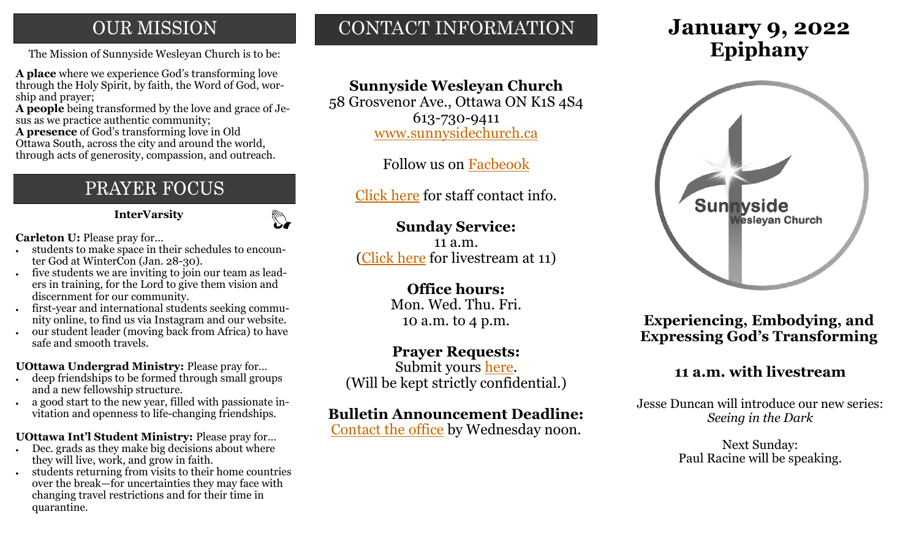## OUR MISSION

The Mission of Sunnyside Wesleyan Church is to be:

**A place** where we experience God's transforming love through the Holy Spirit, by faith, the Word of God, worship and prayer;
**A people** being transformed by the love and grace of Jesus as we practice authentic community;
**A presence** of God's transforming love in Old Ottawa South, across the city and around the world, through acts of generosity, compassion, and outreach.

## PRAYER FOCUS

**InterVarsity**

**Carleton U:** Please pray for...

- students to make space in their schedules to encounter God at WinterCon (Jan. 28-30).
- five students we are inviting to join our team as leaders in training, for the Lord to give them vision and discernment for our community.
- first-year and international students seeking community online, to find us via Instagram and our website.
- our student leader (moving back from Africa) to have safe and smooth travels.

**UOttawa Undergrad Ministry:** Please pray for…

- deep friendships to be formed through small groups and a new fellowship structure.
- a good start to the new year, filled with passionate invitation and openness to life-changing friendships.

**UOttawa Int'l Student Ministry:** Please pray for…

- Dec. grads as they make big decisions about where they will live, work, and grow in faith.
- students returning from visits to their home countries over the break—for uncertainties they may face with changing travel restrictions and for their time in quarantine.

## CONTACT INFORMATION

**Sunnyside Wesleyan Church**
58 Grosvenor Ave., Ottawa ON K1S 4S4
613-730-9411
www.sunnysidechurch.ca

Follow us on Facbeook

Click here for staff contact info.

**Sunday Service:**
11 a.m.
(Click here for livestream at 11)

**Office hours:**
Mon. Wed. Thu. Fri.
10 a.m. to 4 p.m.

**Prayer Requests:**
Submit yours here.
(Will be kept strictly confidential.)

**Bulletin Announcement Deadline:**
Contact the office by Wednesday noon.

# January 9, 2022
# Epiphany

Sunnyside Wesleyan Church

### Experiencing, Embodying, and Expressing God's Transforming

### 11 a.m. with livestream

Jesse Duncan will introduce our new series:
*Seeing in the Dark*

Next Sunday:
Paul Racine will be speaking.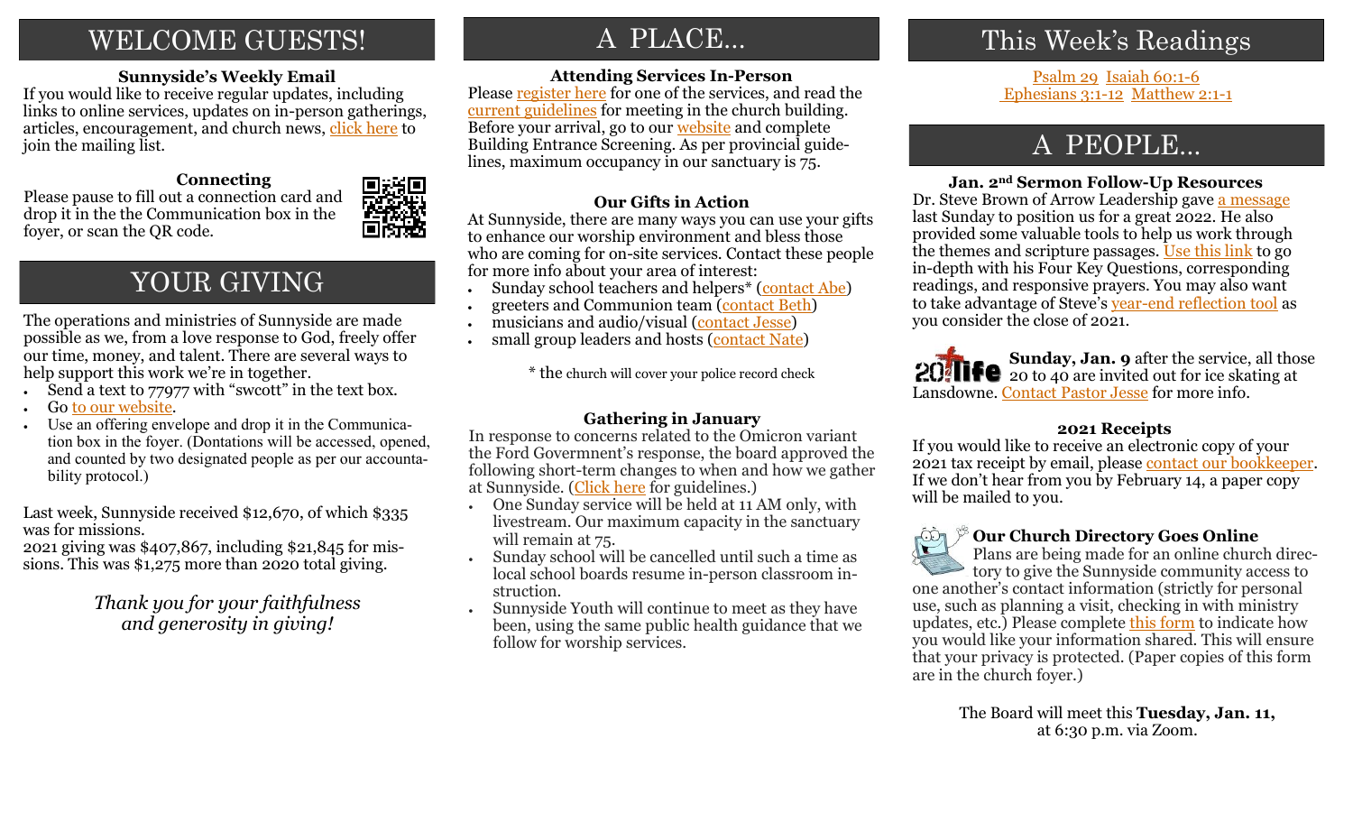# WELCOME GUESTS!

**Sunnyside's Weekly Email**

If you would like to receive regular updates, including links to online services, updates on in-person gatherings, articles, encouragement, and church news, click here to join the mailing list.

**Connecting**

Please pause to fill out a connection card and drop it in the the Communication box in the foyer, or scan the QR code.

# YOUR GIVING

The operations and ministries of Sunnyside are made possible as we, from a love response to God, freely offer our time, money, and talent. There are several ways to help support this work we're in together.

- Send a text to 77977 with "swcott" in the text box.
- Go to our website.
- Use an offering envelope and drop it in the Communication box in the foyer. (Dontations will be accessed, opened, and counted by two designated people as per our accountability protocol.)

Last week, Sunnyside received $12,670, of which $335 was for missions.
2021 giving was $407,867, including $21,845 for missions. This was $1,275 more than 2020 total giving.

*Thank you for your faithfulness and generosity in giving!*

# A PLACE...

**Attending Services In-Person**

Please register here for one of the services, and read the current guidelines for meeting in the church building. Before your arrival, go to our website and complete Building Entrance Screening. As per provincial guidelines, maximum occupancy in our sanctuary is 75.

**Our Gifts in Action**

At Sunnyside, there are many ways you can use your gifts to enhance our worship environment and bless those who are coming for on-site services. Contact these people for more info about your area of interest:

- Sunday school teachers and helpers* (contact Abe)
- greeters and Communion team (contact Beth)
- musicians and audio/visual (contact Jesse)
- small group leaders and hosts (contact Nate)

\* the church will cover your police record check

**Gathering in January**

In response to concerns related to the Omicron variant the Ford Govermnent's response, the board approved the following short-term changes to when and how we gather at Sunnyside. (Click here for guidelines.)

- One Sunday service will be held at 11 AM only, with livestream. Our maximum capacity in the sanctuary will remain at 75.
- Sunday school will be cancelled until such a time as local school boards resume in-person classroom instruction.
- Sunnyside Youth will continue to meet as they have been, using the same public health guidance that we follow for worship services.

# This Week's Readings

Psalm 29 Isaiah 60:1-6
Ephesians 3:1-12 Matthew 2:1-1

# A PEOPLE...

**Jan. 2nd Sermon Follow-Up Resources**

Dr. Steve Brown of Arrow Leadership gave a message last Sunday to position us for a great 2022. He also provided some valuable tools to help us work through the themes and scripture passages. Use this link to go in-depth with his Four Key Questions, corresponding readings, and responsive prayers. You may also want to take advantage of Steve's year-end reflection tool as you consider the close of 2021.

20life **Sunday, Jan. 9** after the service, all those 20 to 40 are invited out for ice skating at Lansdowne. Contact Pastor Jesse for more info.

**2021 Receipts**

If you would like to receive an electronic copy of your 2021 tax receipt by email, please contact our bookkeeper. If we don't hear from you by February 14, a paper copy will be mailed to you.

**Our Church Directory Goes Online**

Plans are being made for an online church directory to give the Sunnyside community access to one another's contact information (strictly for personal use, such as planning a visit, checking in with ministry updates, etc.) Please complete this form to indicate how you would like your information shared. This will ensure that your privacy is protected. (Paper copies of this form are in the church foyer.)

The Board will meet this **Tuesday, Jan. 11,** at 6:30 p.m. via Zoom.